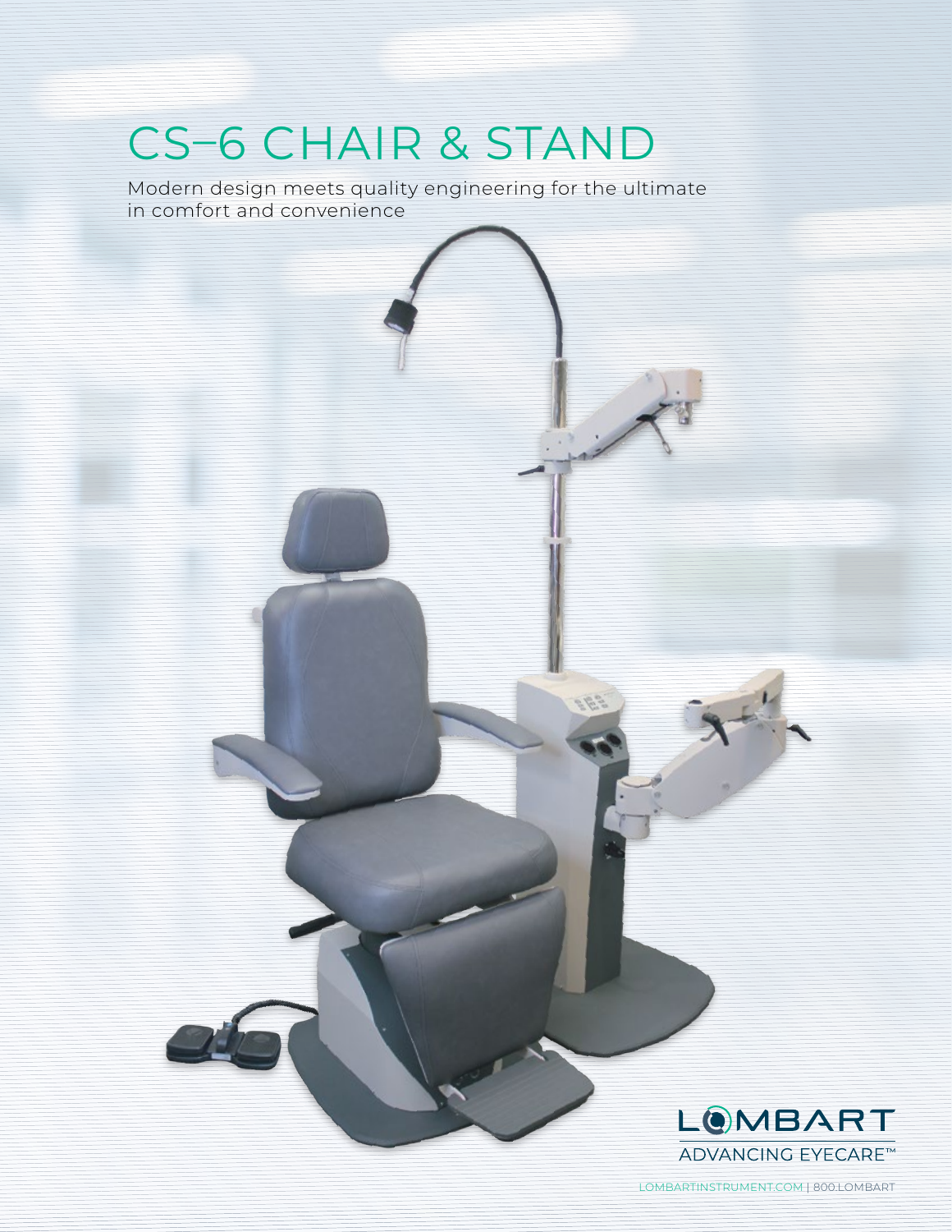# CS–6 CHAIR & STAND

Modern design meets quality engineering for the ultimate in comfort and convenience

LOMBART

ADVANCING EYECARE™

LOMBARTINSTRUMENT.COM | 800.LOMBART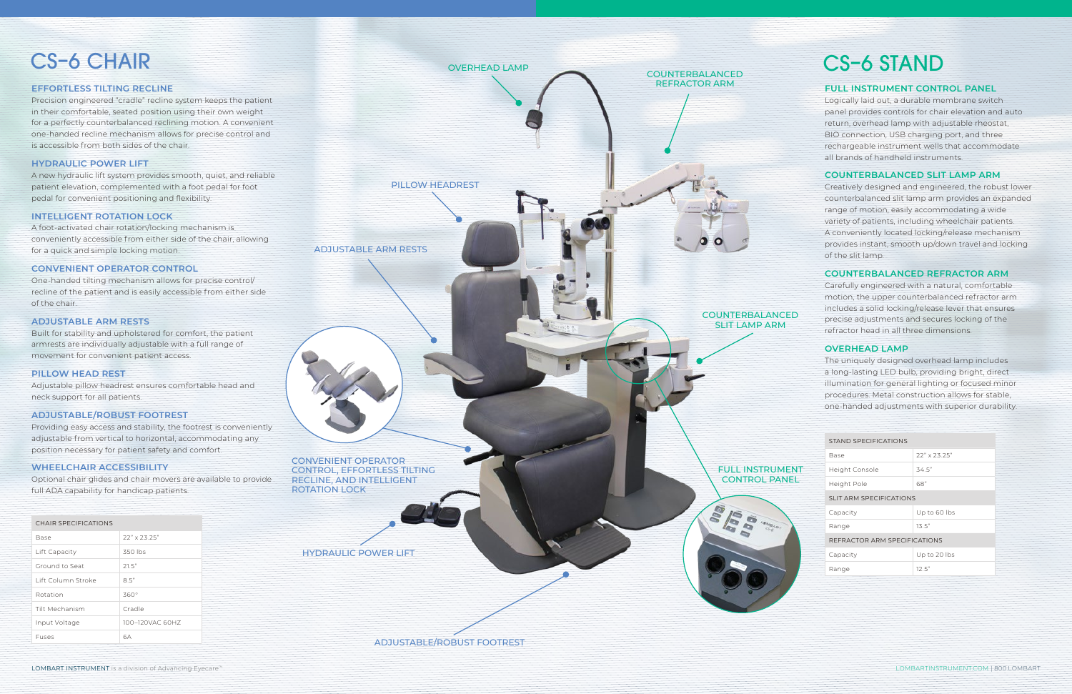# CS-6 CHAIR

### EFFORTLESS TILTING RECLINE

Precision engineered "cradle" recline system keeps the patient in their comfortable, seated position using their own weight for a perfectly counterbalanced reclining motion. A convenient one-handed recline mechanism allows for precise control and is accessible from both sides of the chair.

### HYDRAULIC POWER LIFT

A new hydraulic lift system provides smooth, quiet, and reliable patient elevation, complemented with a foot pedal for foot pedal for convenient positioning and flexibility.

### INTELLIGENT ROTATION LOCK

A foot-activated chair rotation/locking mechanism is conveniently accessible from either side of the chair, allowing for a quick and simple locking motion.

### CONVENIENT OPERATOR CONTROL

One-handed tilting mechanism allows for precise control/ recline of the patient and is easily accessible from either side of the chair.

### ADJUSTABLE ARM RESTS

Built for stability and upholstered for comfort, the patient armrests are individually adjustable with a full range of movement for convenient patient access.

### PILLOW HEAD REST

Adjustable pillow headrest ensures comfortable head and neck support for all patients.

### ADJUSTABLE/ROBUST FOOTREST

Providing easy access and stability, the footrest is conveniently adjustable from vertical to horizontal, accommodating any position necessary for patient safety and comfort.

### WHEELCHAIR ACCESSIBILITY

Optional chair glides and chair movers are available to provide full ADA capability for handicap patients.

| CHAIR SPECIFICATIONS | |
|---|---|
| Base | 22" x 23.25" |
| Lift Capacity | 350 lbs |
| Ground to Seat | 21.5" |
| Lift Column Stroke | 8.5" |
| Rotation | 360° |
| Tilt Mechanism | Cradle |
| Input Voltage | 100-120VAC 60HZ |
| Fuses | 6A |

OVERHEAD LAMP

COUNTERBALANCED REFRACTOR ARM

PILLOW HEADREST

ADJUSTABLE ARM RESTS

COUNTERBALANCED SLIT LAMP ARM

CONVENIENT OPERATOR CONTROL, EFFORTLESS TILTING RECLINE, AND INTELLIGENT ROTATION LOCK

FULL INSTRUMENT CONTROL PANEL

HYDRAULIC POWER LIFT

ADJUSTABLE/ROBUST FOOTREST

# CS-6 STAND

### FULL INSTRUMENT CONTROL PANEL

Logically laid out, a durable membrane switch panel provides controls for chair elevation and auto return, overhead lamp with adjustable rheostat, BIO connection, USB charging port, and three rechargeable instrument wells that accommodate all brands of handheld instruments.

### COUNTERBALANCED SLIT LAMP ARM

Creatively designed and engineered, the robust lower counterbalanced slit lamp arm provides an expanded range of motion, easily accommodating a wide variety of patients, including wheelchair patients. A conveniently located locking/release mechanism provides instant, smooth up/down travel and locking of the slit lamp.

### COUNTERBALANCED REFRACTOR ARM

Carefully engineered with a natural, comfortable motion, the upper counterbalanced refractor arm includes a solid locking/release lever that ensures precise adjustments and secures locking of the refractor head in all three dimensions.

### OVERHEAD LAMP

The uniquely designed overhead lamp includes a long-lasting LED bulb, providing bright, direct illumination for general lighting or focused minor procedures. Metal construction allows for stable, one-handed adjustments with superior durability.

| STAND SPECIFICATIONS | |
|---|---|
| Base | 22" x 23.25" |
| Height Console | 34.5" |
| Height Pole | 68" |
| **SLIT ARM SPECIFICATIONS** | |
| Capacity | Up to 60 lbs |
| Range | 13.5" |
| **REFRACTOR ARM SPECIFICATIONS** | |
| Capacity | Up to 20 lbs |
| Range | 12.5" |

LOMBART INSTRUMENT is a division of Advancing Eyecare™

LOMBARTINSTRUMENT.COM | 800.LOMBART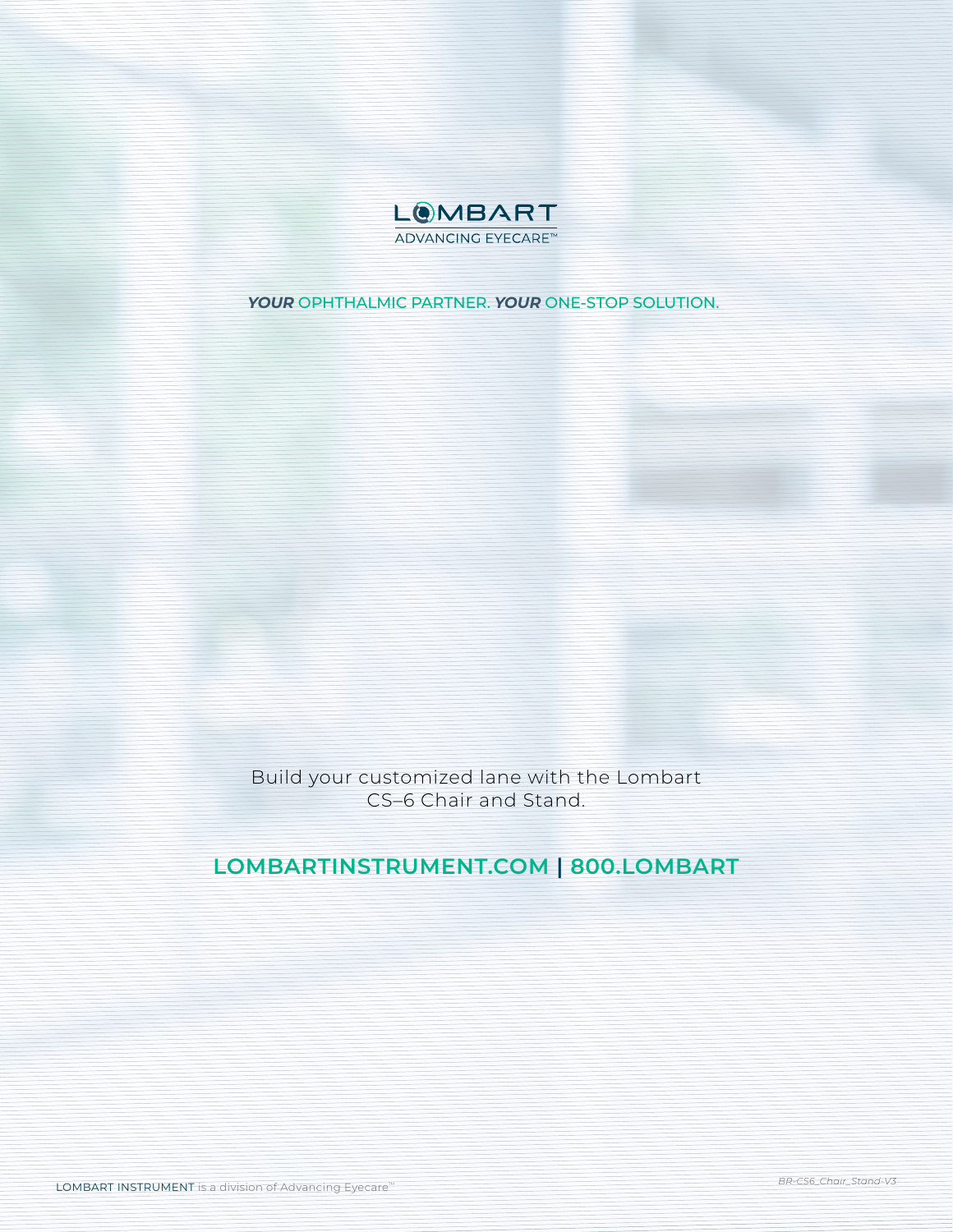LOMBART
ADVANCING EYECARE™

***YOUR*** OPHTHALMIC PARTNER. ***YOUR*** ONE-STOP SOLUTION.

Build your customized lane with the Lombart CS–6 Chair and Stand.

**LOMBARTINSTRUMENT.COM | 800.LOMBART**

LOMBART INSTRUMENT is a division of Advancing Eyecare™

*BR-CS6_Chair_Stand-V3*